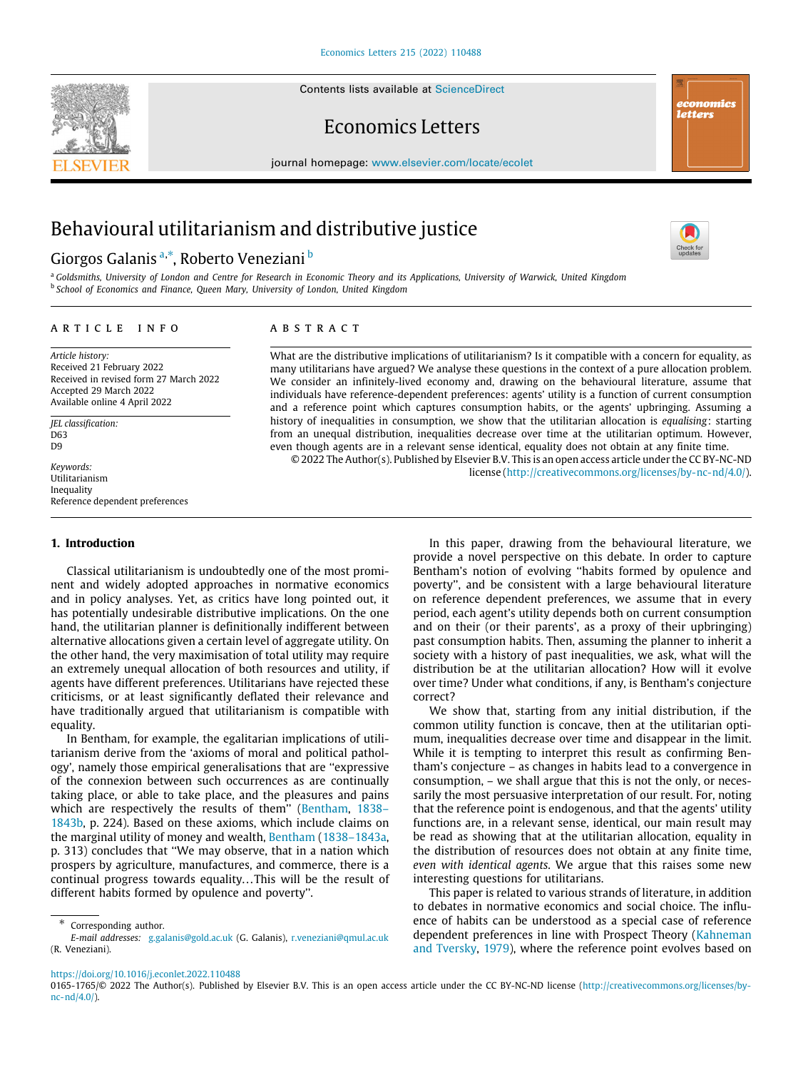# Behavioural utilitarianism and distributive justice

Giorgos Galanis [a,*], Roberto Veneziani [b]

[a] Goldsmiths, University of London and Centre for Research in Economic Theory and its Applications, University of Warwick, United Kingdom
[b] School of Economics and Finance, Queen Mary, University of London, United Kingdom

**ARTICLE INFO**

*Article history:*
Received 21 February 2022
Received in revised form 27 March 2022
Accepted 29 March 2022
Available online 4 April 2022

*JEL classification:*
D63
D9

*Keywords:*
Utilitarianism
Inequality
Reference dependent preferences

**ABSTRACT**

What are the distributive implications of utilitarianism? Is it compatible with a concern for equality, as many utilitarians have argued? We analyse these questions in the context of a pure allocation problem. We consider an infinitely-lived economy and, drawing on the behavioural literature, assume that individuals have reference-dependent preferences: agents' utility is a function of current consumption and a reference point which captures consumption habits, or the agents' upbringing. Assuming a history of inequalities in consumption, we show that the utilitarian allocation is *equalising*: starting from an unequal distribution, inequalities decrease over time at the utilitarian optimum. However, even though agents are in a relevant sense identical, equality does not obtain at any finite time.

© 2022 The Author(s). Published by Elsevier B.V. This is an open access article under the CC BY-NC-ND license (http://creativecommons.org/licenses/by-nc-nd/4.0/).

## 1. Introduction

Classical utilitarianism is undoubtedly one of the most prominent and widely adopted approaches in normative economics and in policy analyses. Yet, as critics have long pointed out, it has potentially undesirable distributive implications. On the one hand, the utilitarian planner is definitionally indifferent between alternative allocations given a certain level of aggregate utility. On the other hand, the very maximisation of total utility may require an extremely unequal allocation of both resources and utility, if agents have different preferences. Utilitarians have rejected these criticisms, or at least significantly deflated their relevance and have traditionally argued that utilitarianism is compatible with equality.

In Bentham, for example, the egalitarian implications of utilitarianism derive from the 'axioms of moral and political pathology', namely those empirical generalisations that are "expressive of the connexion between such occurrences as are continually taking place, or able to take place, and the pleasures and pains which are respectively the results of them" (Bentham, 1838–1843b, p. 224). Based on these axioms, which include claims on the marginal utility of money and wealth, Bentham (1838–1843a, p. 313) concludes that "We may observe, that in a nation which prospers by agriculture, manufactures, and commerce, there is a continual progress towards equality…This will be the result of different habits formed by opulence and poverty".

In this paper, drawing from the behavioural literature, we provide a novel perspective on this debate. In order to capture Bentham's notion of evolving "habits formed by opulence and poverty", and be consistent with a large behavioural literature on reference dependent preferences, we assume that in every period, each agent's utility depends both on current consumption and on their (or their parents', as a proxy of their upbringing) past consumption habits. Then, assuming the planner to inherit a society with a history of past inequalities, we ask, what will the distribution be at the utilitarian allocation? How will it evolve over time? Under what conditions, if any, is Bentham's conjecture correct?

We show that, starting from any initial distribution, if the common utility function is concave, then at the utilitarian optimum, inequalities decrease over time and disappear in the limit. While it is tempting to interpret this result as confirming Bentham's conjecture – as changes in habits lead to a convergence in consumption, – we shall argue that this is not the only, or necessarily the most persuasive interpretation of our result. For, noting that the reference point is endogenous, and that the agents' utility functions are, in a relevant sense, identical, our main result may be read as showing that at the utilitarian allocation, equality in the distribution of resources does not obtain at any finite time, *even with identical agents*. We argue that this raises some new interesting questions for utilitarians.

This paper is related to various strands of literature, in addition to debates in normative economics and social choice. The influence of habits can be understood as a special case of reference dependent preferences in line with Prospect Theory (Kahneman and Tversky, 1979), where the reference point evolves based on

* Corresponding author.
*E-mail addresses:* g.galanis@gold.ac.uk (G. Galanis), r.veneziani@qmul.ac.uk (R. Veneziani).

https://doi.org/10.1016/j.econlet.2022.110488
0165-1765/© 2022 The Author(s). Published by Elsevier B.V. This is an open access article under the CC BY-NC-ND license (http://creativecommons.org/licenses/by-nc-nd/4.0/).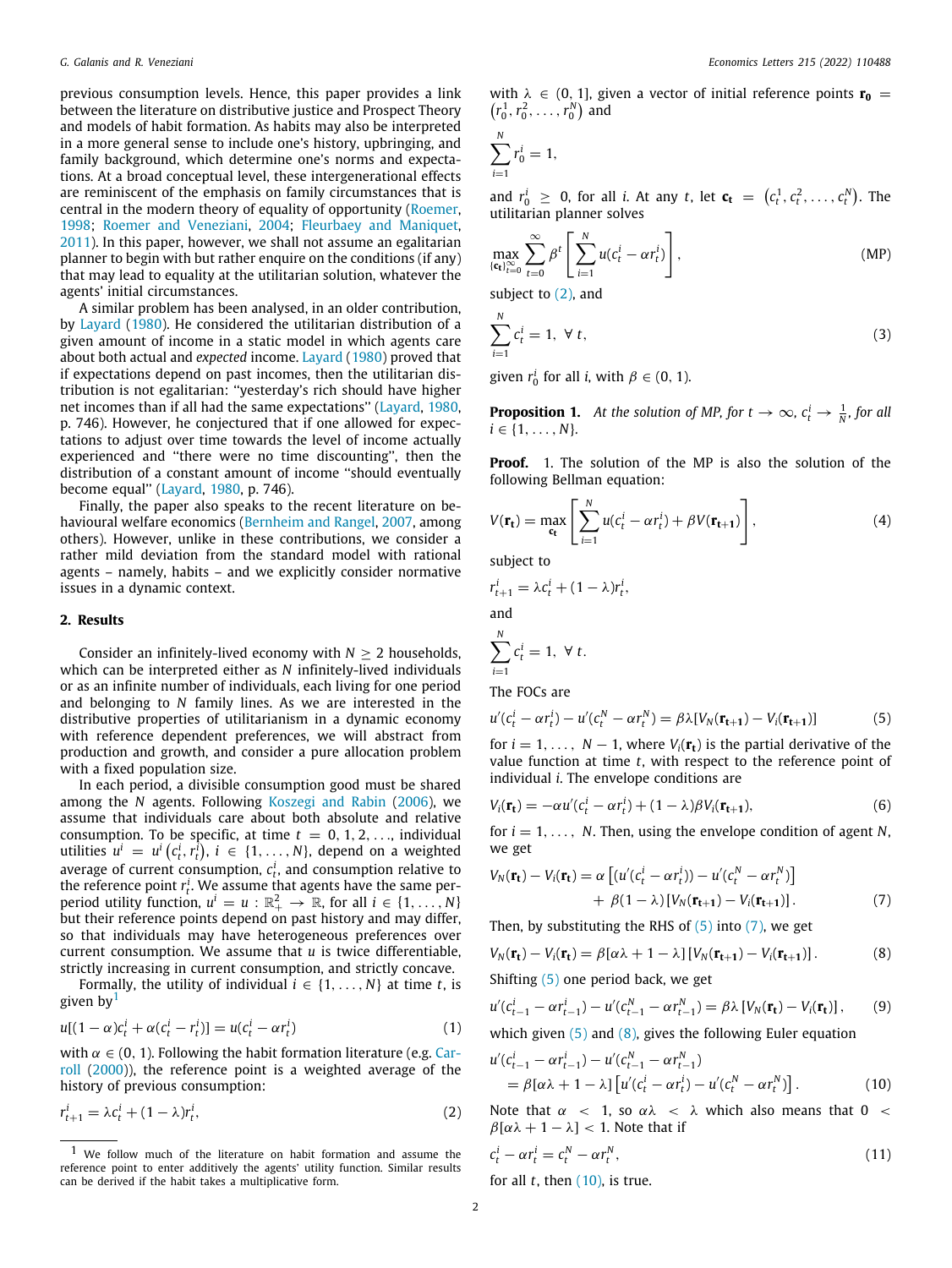previous consumption levels. Hence, this paper provides a link between the literature on distributive justice and Prospect Theory and models of habit formation. As habits may also be interpreted in a more general sense to include one's history, upbringing, and family background, which determine one's norms and expectations. At a broad conceptual level, these intergenerational effects are reminiscent of the emphasis on family circumstances that is central in the modern theory of equality of opportunity (Roemer, 1998; Roemer and Veneziani, 2004; Fleurbaey and Maniquet, 2011). In this paper, however, we shall not assume an egalitarian planner to begin with but rather enquire on the conditions (if any) that may lead to equality at the utilitarian solution, whatever the agents' initial circumstances.

A similar problem has been analysed, in an older contribution, by Layard (1980). He considered the utilitarian distribution of a given amount of income in a static model in which agents care about both actual and *expected* income. Layard (1980) proved that if expectations depend on past incomes, then the utilitarian distribution is not egalitarian: "yesterday's rich should have higher net incomes than if all had the same expectations" (Layard, 1980, p. 746). However, he conjectured that if one allowed for expectations to adjust over time towards the level of income actually experienced and "there were no time discounting", then the distribution of a constant amount of income "should eventually become equal" (Layard, 1980, p. 746).

Finally, the paper also speaks to the recent literature on behavioural welfare economics (Bernheim and Rangel, 2007, among others). However, unlike in these contributions, we consider a rather mild deviation from the standard model with rational agents – namely, habits – and we explicitly consider normative issues in a dynamic context.

## 2. Results

Consider an infinitely-lived economy with $N \geq 2$ households, which can be interpreted either as $N$ infinitely-lived individuals or as an infinite number of individuals, each living for one period and belonging to $N$ family lines. As we are interested in the distributive properties of utilitarianism in a dynamic economy with reference dependent preferences, we will abstract from production and growth, and consider a pure allocation problem with a fixed population size.

In each period, a divisible consumption good must be shared among the $N$ agents. Following Koszegi and Rabin (2006), we assume that individuals care about both absolute and relative consumption. To be specific, at time $t = 0, 1, 2, \ldots$, individual utilities $u^i = u^i\left(c_t^i, r_t^i\right)$, $i \in \{1, \ldots, N\}$, depend on a weighted average of current consumption, $c_t^i$, and consumption relative to the reference point $r_t^i$. We assume that agents have the same per-period utility function, $u^i = u : \mathbb{R}_+^2 \to \mathbb{R}$, for all $i \in \{1, \ldots, N\}$ but their reference points depend on past history and may differ, so that individuals may have heterogeneous preferences over current consumption. We assume that $u$ is twice differentiable, strictly increasing in current consumption, and strictly concave.

Formally, the utility of individual $i \in \{1, \ldots, N\}$ at time $t$, is given by[1]

$$u[(1-\alpha)c_t^i + \alpha(c_t^i - r_t^i)] = u(c_t^i - \alpha r_t^i) \tag{1}$$

with $\alpha \in (0, 1)$. Following the habit formation literature (e.g. Carroll (2000)), the reference point is a weighted average of the history of previous consumption:

$$r_{t+1}^i = \lambda c_t^i + (1-\lambda) r_t^i, \tag{2}$$

with $\lambda \in (0, 1]$, given a vector of initial reference points $\mathbf{r_0} = \left(r_0^1, r_0^2, \ldots, r_0^N\right)$ and

$$\sum_{i=1}^{N} r_0^i = 1,$$

and $r_0^i \geq 0$, for all $i$. At any $t$, let $\mathbf{c_t} = \left(c_t^1, c_t^2, \ldots, c_t^N\right)$. The utilitarian planner solves

$$\max_{\{\mathbf{c_t}\}_{t=0}^{\infty}} \sum_{t=0}^{\infty} \beta^t \left[\sum_{i=1}^{N} u(c_t^i - \alpha r_t^i)\right], \tag{MP}$$

subject to (2), and

$$\sum_{i=1}^{N} c_t^i = 1, \ \forall\, t, \tag{3}$$

given $r_0^i$ for all $i$, with $\beta \in (0, 1)$.

**Proposition 1.** *At the solution of MP, for $t \to \infty$, $c_t^i \to \frac{1}{N}$, for all $i \in \{1, \ldots, N\}$.*

**Proof.** 1. The solution of the MP is also the solution of the following Bellman equation:

$$V(\mathbf{r_t}) = \max_{\mathbf{c_t}} \left[\sum_{i=1}^{N} u(c_t^i - \alpha r_t^i) + \beta V(\mathbf{r_{t+1}})\right], \tag{4}$$

subject to

$$r_{t+1}^i = \lambda c_t^i + (1-\lambda) r_t^i,$$

and

$$\sum_{i=1}^{N} c_t^i = 1, \ \forall\, t.$$

The FOCs are

$$u'(c_t^i - \alpha r_t^i) - u'(c_t^N - \alpha r_t^N) = \beta\lambda[V_N(\mathbf{r_{t+1}}) - V_i(\mathbf{r_{t+1}})] \tag{5}$$

for $i = 1, \ldots, N-1$, where $V_i(\mathbf{r_t})$ is the partial derivative of the value function at time $t$, with respect to the reference point of individual $i$. The envelope conditions are

$$V_i(\mathbf{r_t}) = -\alpha u'(c_t^i - \alpha r_t^i) + (1-\lambda)\beta V_i(\mathbf{r_{t+1}}), \tag{6}$$

for $i = 1, \ldots, N$. Then, using the envelope condition of agent $N$, we get

$$V_N(\mathbf{r_t}) - V_i(\mathbf{r_t}) = \alpha\left[(u'(c_t^i - \alpha r_t^i)) - u'(c_t^N - \alpha r_t^N)\right] + \beta(1-\lambda)\left[V_N(\mathbf{r_{t+1}}) - V_i(\mathbf{r_{t+1}})\right]. \tag{7}$$

Then, by substituting the RHS of (5) into (7), we get

$$V_N(\mathbf{r_t}) - V_i(\mathbf{r_t}) = \beta\left[\alpha\lambda + 1 - \lambda\right]\left[V_N(\mathbf{r_{t+1}}) - V_i(\mathbf{r_{t+1}})\right]. \tag{8}$$

Shifting (5) one period back, we get

$$u'(c_{t-1}^i - \alpha r_{t-1}^i) - u'(c_{t-1}^N - \alpha r_{t-1}^N) = \beta\lambda\left[V_N(\mathbf{r_t}) - V_i(\mathbf{r_t})\right], \tag{9}$$

which given (5) and (8), gives the following Euler equation

$$u'(c_{t-1}^i - \alpha r_{t-1}^i) - u'(c_{t-1}^N - \alpha r_{t-1}^N) = \beta[\alpha\lambda + 1 - \lambda]\left[u'(c_t^i - \alpha r_t^i) - u'(c_t^N - \alpha r_t^N)\right]. \tag{10}$$

Note that $\alpha < 1$, so $\alpha\lambda < \lambda$ which also means that $0 < \beta[\alpha\lambda + 1 - \lambda] < 1$. Note that if

$$c_t^i - \alpha r_t^i = c_t^N - \alpha r_t^N, \tag{11}$$

for all $t$, then (10), is true.

[1] We follow much of the literature on habit formation and assume the reference point to enter additively the agents' utility function. Similar results can be derived if the habit takes a multiplicative form.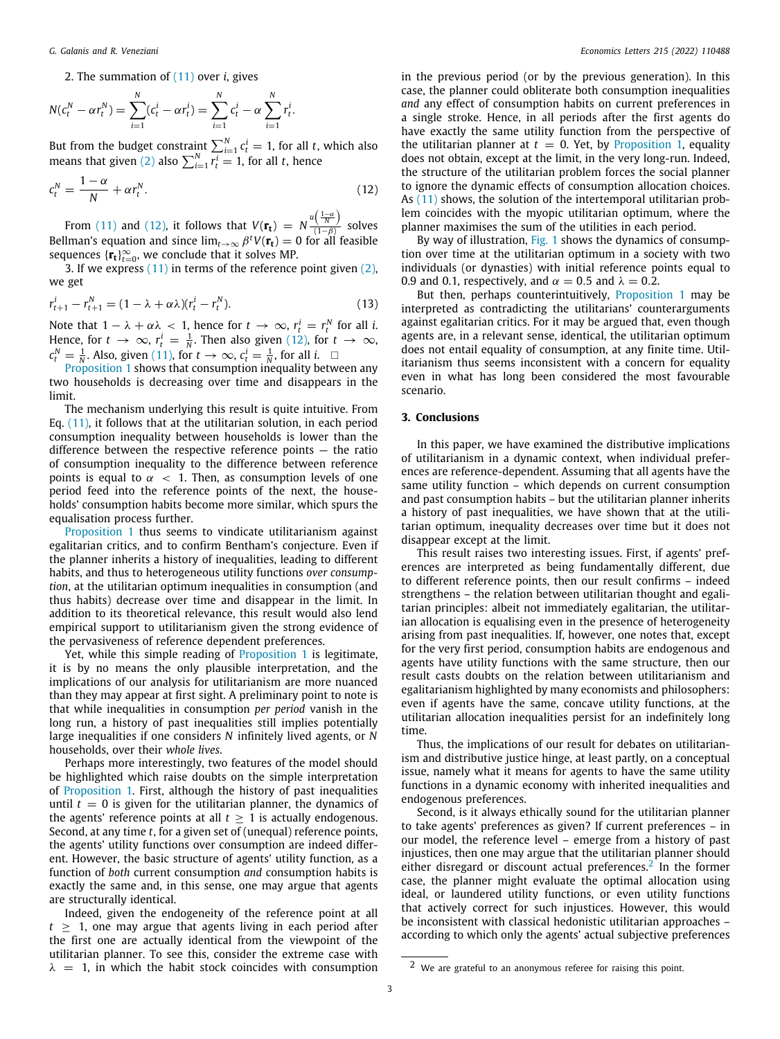2. The summation of (11) over $i$, gives

$$N(c_t^N - \alpha r_t^N) = \sum_{i=1}^{N}(c_t^i - \alpha r_t^i) = \sum_{i=1}^{N} c_t^i - \alpha \sum_{i=1}^{N} r_t^i.$$

But from the budget constraint $\sum_{i=1}^{N} c_t^i = 1$, for all $t$, which also means that given (2) also $\sum_{i=1}^{N} r_t^i = 1$, for all $t$, hence

$$c_t^N = \frac{1-\alpha}{N} + \alpha r_t^N. \tag{12}$$

From (11) and (12), it follows that $V(\mathbf{r_t}) = N\frac{u\left(\frac{1-\alpha}{N}\right)}{(1-\beta)}$ solves Bellman's equation and since $\lim_{t\to\infty} \beta^t V(\mathbf{r_t}) = 0$ for all feasible sequences $\{\mathbf{r_t}\}_{t=0}^{\infty}$, we conclude that it solves MP.

3. If we express (11) in terms of the reference point given (2), we get

$$r_{t+1}^i - r_{t+1}^N = (1 - \lambda + \alpha\lambda)(r_t^i - r_t^N). \tag{13}$$

Note that $1 - \lambda + \alpha\lambda < 1$, hence for $t \to \infty$, $r_t^i = r_t^N$ for all $i$. Hence, for $t \to \infty$, $r_t^i = \frac{1}{N}$. Then also given (12), for $t \to \infty$, $c_t^N = \frac{1}{N}$. Also, given (11), for $t \to \infty$, $c_t^i = \frac{1}{N}$, for all $i$. □

Proposition 1 shows that consumption inequality between any two households is decreasing over time and disappears in the limit.

The mechanism underlying this result is quite intuitive. From Eq. (11), it follows that at the utilitarian solution, in each period consumption inequality between households is lower than the difference between the respective reference points — the ratio of consumption inequality to the difference between reference points is equal to $\alpha < 1$. Then, as consumption levels of one period feed into the reference points of the next, the households' consumption habits become more similar, which spurs the equalisation process further.

Proposition 1 thus seems to vindicate utilitarianism against egalitarian critics, and to confirm Bentham's conjecture. Even if the planner inherits a history of inequalities, leading to different habits, and thus to heterogeneous utility functions *over consumption*, at the utilitarian optimum inequalities in consumption (and thus habits) decrease over time and disappear in the limit. In addition to its theoretical relevance, this result would also lend empirical support to utilitarianism given the strong evidence of the pervasiveness of reference dependent preferences.

Yet, while this simple reading of Proposition 1 is legitimate, it is by no means the only plausible interpretation, and the implications of our analysis for utilitarianism are more nuanced than they may appear at first sight. A preliminary point to note is that while inequalities in consumption *per period* vanish in the long run, a history of past inequalities still implies potentially large inequalities if one considers $N$ infinitely lived agents, or $N$ households, over their *whole lives*.

Perhaps more interestingly, two features of the model should be highlighted which raise doubts on the simple interpretation of Proposition 1. First, although the history of past inequalities until $t = 0$ is given for the utilitarian planner, the dynamics of the agents' reference points at all $t \geq 1$ is actually endogenous. Second, at any time $t$, for a given set of (unequal) reference points, the agents' utility functions over consumption are indeed different. However, the basic structure of agents' utility function, as a function of *both* current consumption *and* consumption habits is exactly the same and, in this sense, one may argue that agents are structurally identical.

Indeed, given the endogeneity of the reference point at all $t \geq 1$, one may argue that agents living in each period after the first one are actually identical from the viewpoint of the utilitarian planner. To see this, consider the extreme case with $\lambda = 1$, in which the habit stock coincides with consumption in the previous period (or by the previous generation). In this case, the planner could obliterate both consumption inequalities *and* any effect of consumption habits on current preferences in a single stroke. Hence, in all periods after the first agents do have exactly the same utility function from the perspective of the utilitarian planner at $t = 0$. Yet, by Proposition 1, equality does not obtain, except at the limit, in the very long-run. Indeed, the structure of the utilitarian problem forces the social planner to ignore the dynamic effects of consumption allocation choices. As (11) shows, the solution of the intertemporal utilitarian problem coincides with the myopic utilitarian optimum, where the planner maximises the sum of the utilities in each period.

By way of illustration, Fig. 1 shows the dynamics of consumption over time at the utilitarian optimum in a society with two individuals (or dynasties) with initial reference points equal to 0.9 and 0.1, respectively, and $\alpha = 0.5$ and $\lambda = 0.2$.

But then, perhaps counterintuitively, Proposition 1 may be interpreted as contradicting the utilitarians' counterarguments against egalitarian critics. For it may be argued that, even though agents are, in a relevant sense, identical, the utilitarian optimum does not entail equality of consumption, at any finite time. Utilitarianism thus seems inconsistent with a concern for equality even in what has long been considered the most favourable scenario.

## 3. Conclusions

In this paper, we have examined the distributive implications of utilitarianism in a dynamic context, when individual preferences are reference-dependent. Assuming that all agents have the same utility function – which depends on current consumption and past consumption habits – but the utilitarian planner inherits a history of past inequalities, we have shown that at the utilitarian optimum, inequality decreases over time but it does not disappear except at the limit.

This result raises two interesting issues. First, if agents' preferences are interpreted as being fundamentally different, due to different reference points, then our result confirms – indeed strengthens – the relation between utilitarian thought and egalitarian principles: albeit not immediately egalitarian, the utilitarian allocation is equalising even in the presence of heterogeneity arising from past inequalities. If, however, one notes that, except for the very first period, consumption habits are endogenous and agents have utility functions with the same structure, then our result casts doubts on the relation between utilitarianism and egalitarianism highlighted by many economists and philosophers: even if agents have the same, concave utility functions, at the utilitarian allocation inequalities persist for an indefinitely long time.

Thus, the implications of our result for debates on utilitarianism and distributive justice hinge, at least partly, on a conceptual issue, namely what it means for agents to have the same utility functions in a dynamic economy with inherited inequalities and endogenous preferences.

Second, is it always ethically sound for the utilitarian planner to take agents' preferences as given? If current preferences – in our model, the reference level – emerge from a history of past injustices, then one may argue that the utilitarian planner should either disregard or discount actual preferences.[2] In the former case, the planner might evaluate the optimal allocation using ideal, or laundered utility functions, or even utility functions that actively correct for such injustices. However, this would be inconsistent with classical hedonistic utilitarian approaches – according to which only the agents' actual subjective preferences

[2] We are grateful to an anonymous referee for raising this point.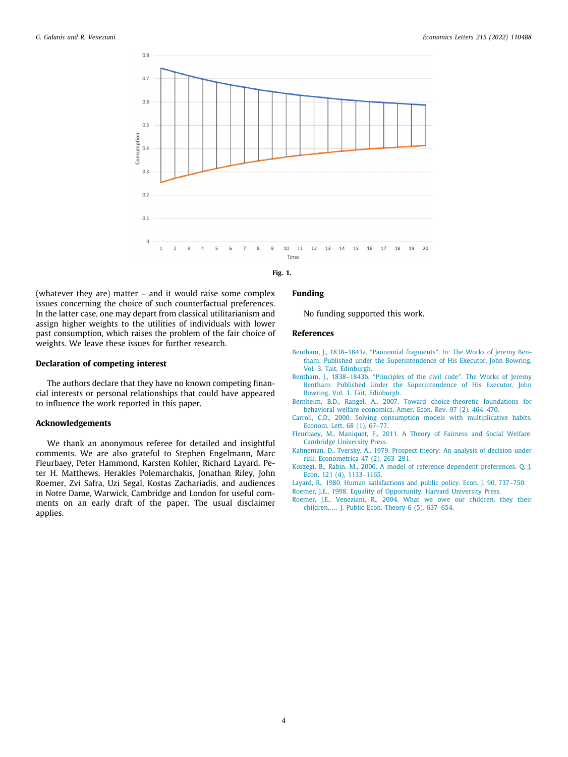0.8
0.7
0.6
0.5
0.4
0.3
0.2
0.1
0
Consumption
1 2 3 4 5 6 7 8 9 10 11 12 13 14 15 16 17 18 19 20
Time

**Fig. 1.**

(whatever they are) matter – and it would raise some complex issues concerning the choice of such counterfactual preferences. In the latter case, one may depart from classical utilitarianism and assign higher weights to the utilities of individuals with lower past consumption, which raises the problem of the fair choice of weights. We leave these issues for further research.

## Declaration of competing interest

The authors declare that they have no known competing financial interests or personal relationships that could have appeared to influence the work reported in this paper.

## Acknowledgements

We thank an anonymous referee for detailed and insightful comments. We are also grateful to Stephen Engelmann, Marc Fleurbaey, Peter Hammond, Karsten Kohler, Richard Layard, Peter H. Matthews, Herakles Polemarchakis, Jonathan Riley, John Roemer, Zvi Safra, Uzi Segal, Kostas Zachariadis, and audiences in Notre Dame, Warwick, Cambridge and London for useful comments on an early draft of the paper. The usual disclaimer applies.

## Funding

No funding supported this work.

## References

Bentham, J., 1838–1843a. "Pannomial fragments". In: The Works of Jeremy Bentham: Published under the Superintendence of His Executor, John Bowring. Vol. 3. Tait, Edinburgh.

Bentham, J., 1838–1843b. "Principles of the civil code". The Works of Jeremy Bentham: Published Under the Superintendence of His Executor, John Bowring. Vol. 1. Tait, Edinburgh.

Bernheim, B.D., Rangel, A., 2007. Toward choice-theoretic foundations for behavioral welfare economics. Amer. Econ. Rev. 97 (2), 464–470.

Carroll, C.D., 2000. Solving consumption models with multiplicative habits. Econom. Lett. 68 (1), 67–77.

Fleurbaey, M., Maniquet, F., 2011. A Theory of Fairness and Social Welfare. Cambridge University Press.

Kahneman, D., Tversky, A., 1979. Prospect theory: An analysis of decision under risk. Econometrica 47 (2), 263–291.

Koszegi, B., Rabin, M., 2006. A model of reference-dependent preferences. Q. J. Econ. 121 (4), 1133–1165.

Layard, R., 1980. Human satisfactions and public policy. Econ. J. 90, 737–750.

Roemer, J.E., 1998. Equality of Opportunity. Harvard University Press.

Roemer, J.E., Veneziani, R., 2004. What we owe our children, they their children,…. J. Public Econ. Theory 6 (5), 637–654.